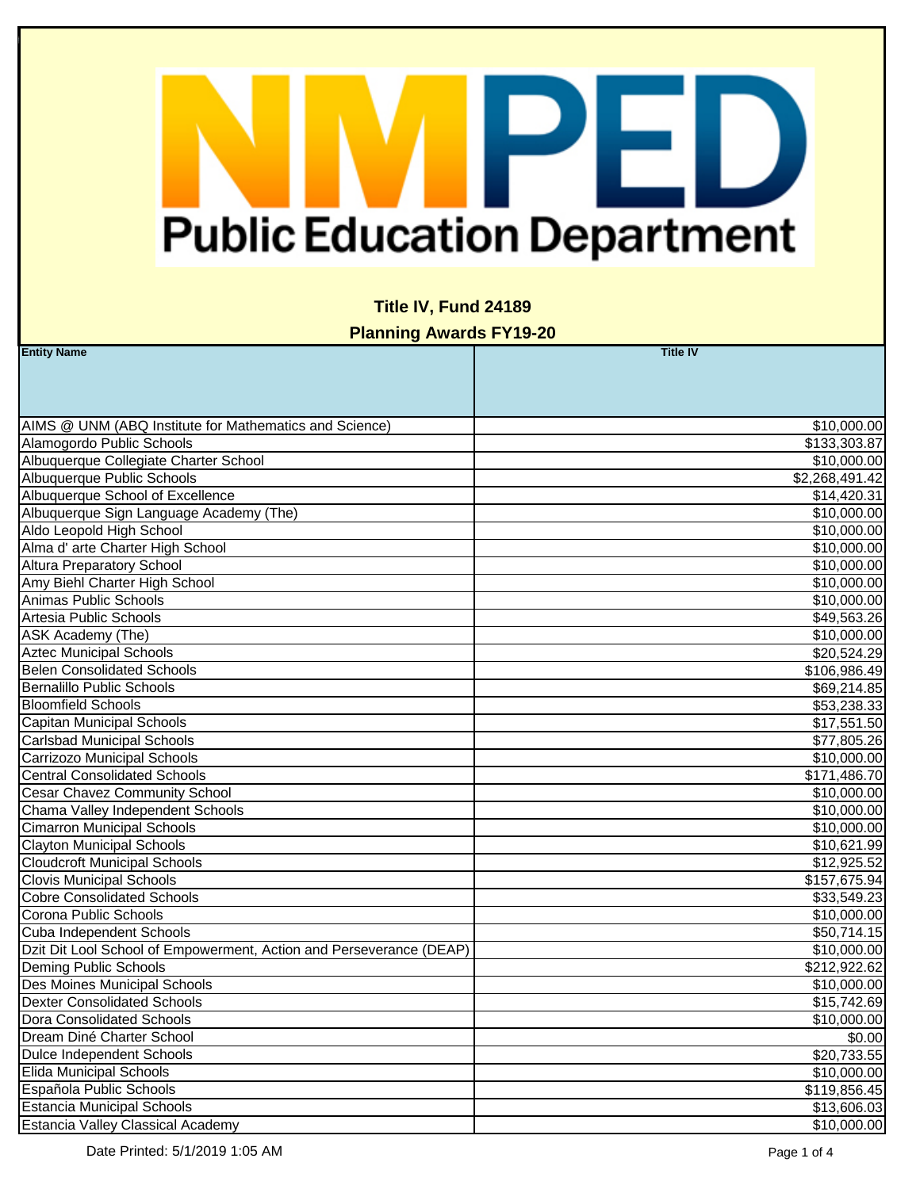# NMPED Public Education Department

## Title IV, Fund 24189

## Planning Awards FY19-20

| Entity Name | Title IV |
|---|---|
| AIMS @ UNM (ABQ Institute for Mathematics and Science) | $10,000.00 |
| Alamogordo Public Schools | $133,303.87 |
| Albuquerque Collegiate Charter School | $10,000.00 |
| Albuquerque Public Schools | $2,268,491.42 |
| Albuquerque School of Excellence | $14,420.31 |
| Albuquerque Sign Language Academy (The) | $10,000.00 |
| Aldo Leopold High School | $10,000.00 |
| Alma d' arte Charter High School | $10,000.00 |
| Altura Preparatory School | $10,000.00 |
| Amy Biehl Charter High School | $10,000.00 |
| Animas Public Schools | $10,000.00 |
| Artesia Public Schools | $49,563.26 |
| ASK Academy (The) | $10,000.00 |
| Aztec Municipal Schools | $20,524.29 |
| Belen Consolidated Schools | $106,986.49 |
| Bernalillo Public Schools | $69,214.85 |
| Bloomfield Schools | $53,238.33 |
| Capitan Municipal Schools | $17,551.50 |
| Carlsbad Municipal Schools | $77,805.26 |
| Carrizozo Municipal Schools | $10,000.00 |
| Central Consolidated Schools | $171,486.70 |
| Cesar Chavez Community School | $10,000.00 |
| Chama Valley Independent Schools | $10,000.00 |
| Cimarron Municipal Schools | $10,000.00 |
| Clayton Municipal Schools | $10,621.99 |
| Cloudcroft Municipal Schools | $12,925.52 |
| Clovis Municipal Schools | $157,675.94 |
| Cobre Consolidated Schools | $33,549.23 |
| Corona Public Schools | $10,000.00 |
| Cuba Independent Schools | $50,714.15 |
| Dzit Dit Lool School of Empowerment, Action and Perseverance (DEAP) | $10,000.00 |
| Deming Public Schools | $212,922.62 |
| Des Moines Municipal Schools | $10,000.00 |
| Dexter Consolidated Schools | $15,742.69 |
| Dora Consolidated Schools | $10,000.00 |
| Dream Diné Charter School | $0.00 |
| Dulce Independent Schools | $20,733.55 |
| Elida Municipal Schools | $10,000.00 |
| Española Public Schools | $119,856.45 |
| Estancia Municipal Schools | $13,606.03 |
| Estancia Valley Classical Academy | $10,000.00 |

Date Printed: 5/1/2019 1:05 AM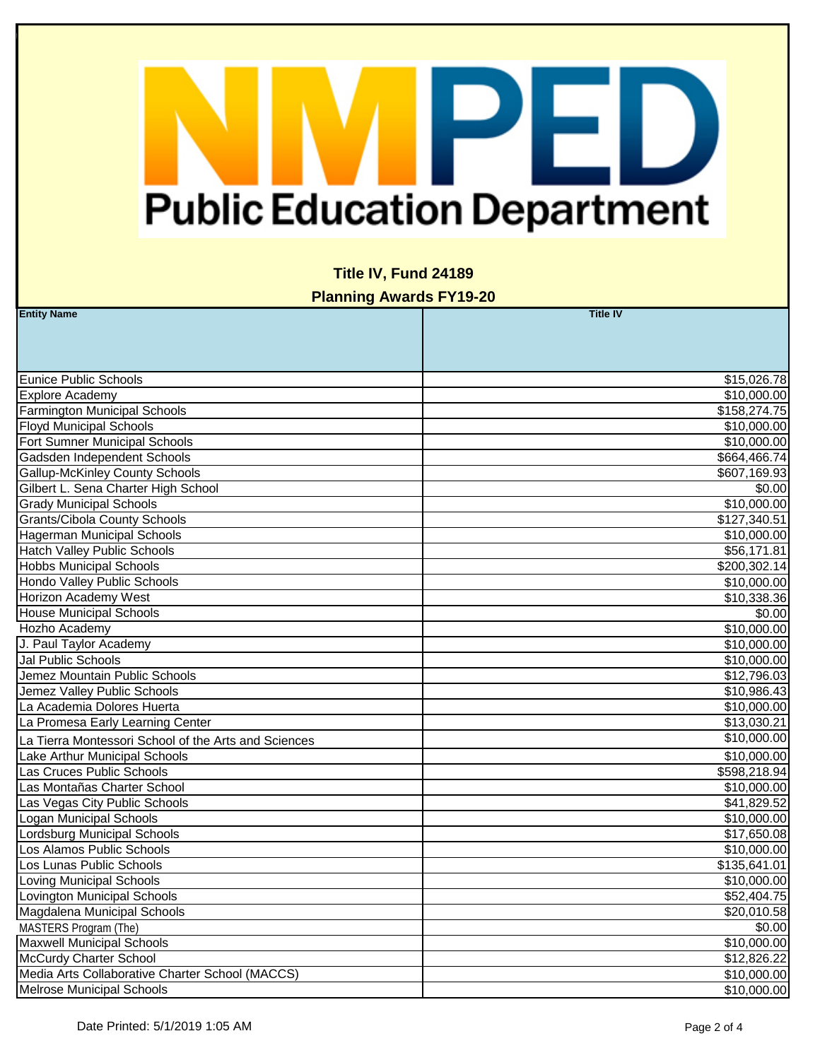# NMPED Public Education Department

## Title IV, Fund 24189

## Planning Awards FY19-20

| Entity Name | Title IV |
|---|---|
| Eunice Public Schools | $15,026.78 |
| Explore Academy | $10,000.00 |
| Farmington Municipal Schools | $158,274.75 |
| Floyd Municipal Schools | $10,000.00 |
| Fort Sumner Municipal Schools | $10,000.00 |
| Gadsden Independent Schools | $664,466.74 |
| Gallup-McKinley County Schools | $607,169.93 |
| Gilbert L. Sena Charter High School | $0.00 |
| Grady Municipal Schools | $10,000.00 |
| Grants/Cibola County Schools | $127,340.51 |
| Hagerman Municipal Schools | $10,000.00 |
| Hatch Valley Public Schools | $56,171.81 |
| Hobbs Municipal Schools | $200,302.14 |
| Hondo Valley Public Schools | $10,000.00 |
| Horizon Academy West | $10,338.36 |
| House Municipal Schools | $0.00 |
| Hozho Academy | $10,000.00 |
| J. Paul Taylor Academy | $10,000.00 |
| Jal Public Schools | $10,000.00 |
| Jemez Mountain Public Schools | $12,796.03 |
| Jemez Valley Public Schools | $10,986.43 |
| La Academia Dolores Huerta | $10,000.00 |
| La Promesa Early Learning Center | $13,030.21 |
| La Tierra Montessori School of the Arts and Sciences | $10,000.00 |
| Lake Arthur Municipal Schools | $10,000.00 |
| Las Cruces Public Schools | $598,218.94 |
| Las Montañas Charter School | $10,000.00 |
| Las Vegas City Public Schools | $41,829.52 |
| Logan Municipal Schools | $10,000.00 |
| Lordsburg Municipal Schools | $17,650.08 |
| Los Alamos Public Schools | $10,000.00 |
| Los Lunas Public Schools | $135,641.01 |
| Loving Municipal Schools | $10,000.00 |
| Lovington Municipal Schools | $52,404.75 |
| Magdalena Municipal Schools | $20,010.58 |
| MASTERS Program (The) | $0.00 |
| Maxwell Municipal Schools | $10,000.00 |
| McCurdy Charter School | $12,826.22 |
| Media Arts Collaborative Charter School (MACCS) | $10,000.00 |
| Melrose Municipal Schools | $10,000.00 |

Date Printed: 5/1/2019 1:05 AM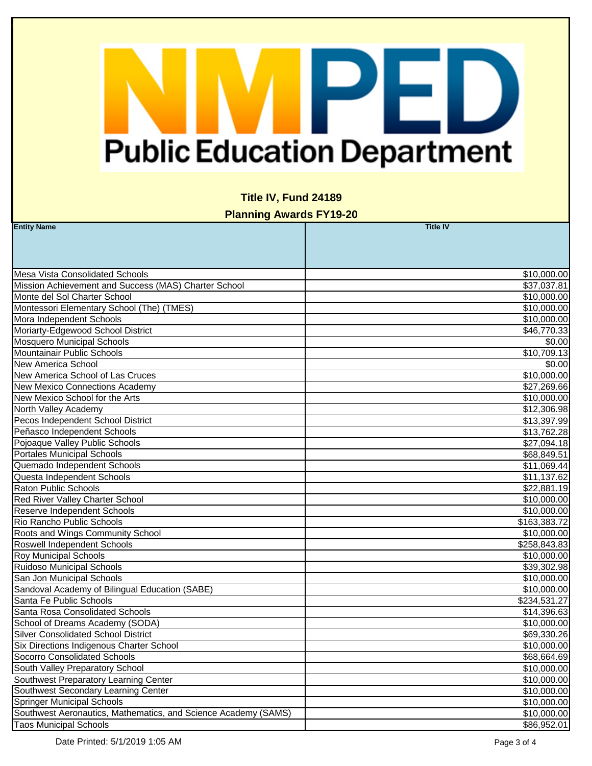**Public Education Department**

## Title IV, Fund 24189

## Planning Awards FY19-20

| Entity Name | Title IV |
|---|---|
| Mesa Vista Consolidated Schools | $10,000.00 |
| Mission Achievement and Success (MAS) Charter School | $37,037.81 |
| Monte del Sol Charter School | $10,000.00 |
| Montessori Elementary School (The) (TMES) | $10,000.00 |
| Mora Independent Schools | $10,000.00 |
| Moriarty-Edgewood School District | $46,770.33 |
| Mosquero Municipal Schools | $0.00 |
| Mountainair Public Schools | $10,709.13 |
| New America School | $0.00 |
| New America School of Las Cruces | $10,000.00 |
| New Mexico Connections Academy | $27,269.66 |
| New Mexico School for the Arts | $10,000.00 |
| North Valley Academy | $12,306.98 |
| Pecos Independent School District | $13,397.99 |
| Peñasco Independent Schools | $13,762.28 |
| Pojoaque Valley Public Schools | $27,094.18 |
| Portales Municipal Schools | $68,849.51 |
| Quemado Independent Schools | $11,069.44 |
| Questa Independent Schools | $11,137.62 |
| Raton Public Schools | $22,881.19 |
| Red River Valley Charter School | $10,000.00 |
| Reserve Independent Schools | $10,000.00 |
| Rio Rancho Public Schools | $163,383.72 |
| Roots and Wings Community School | $10,000.00 |
| Roswell Independent Schools | $258,843.83 |
| Roy Municipal Schools | $10,000.00 |
| Ruidoso Municipal Schools | $39,302.98 |
| San Jon Municipal Schools | $10,000.00 |
| Sandoval Academy of Bilingual Education (SABE) | $10,000.00 |
| Santa Fe Public Schools | $234,531.27 |
| Santa Rosa Consolidated Schools | $14,396.63 |
| School of Dreams Academy (SODA) | $10,000.00 |
| Silver Consolidated School District | $69,330.26 |
| Six Directions Indigenous Charter School | $10,000.00 |
| Socorro Consolidated Schools | $68,664.69 |
| South Valley Preparatory School | $10,000.00 |
| Southwest Preparatory Learning Center | $10,000.00 |
| Southwest Secondary Learning Center | $10,000.00 |
| Springer Municipal Schools | $10,000.00 |
| Southwest Aeronautics, Mathematics, and Science Academy (SAMS) | $10,000.00 |
| Taos Municipal Schools | $86,952.01 |

Date Printed: 5/1/2019 1:05 AM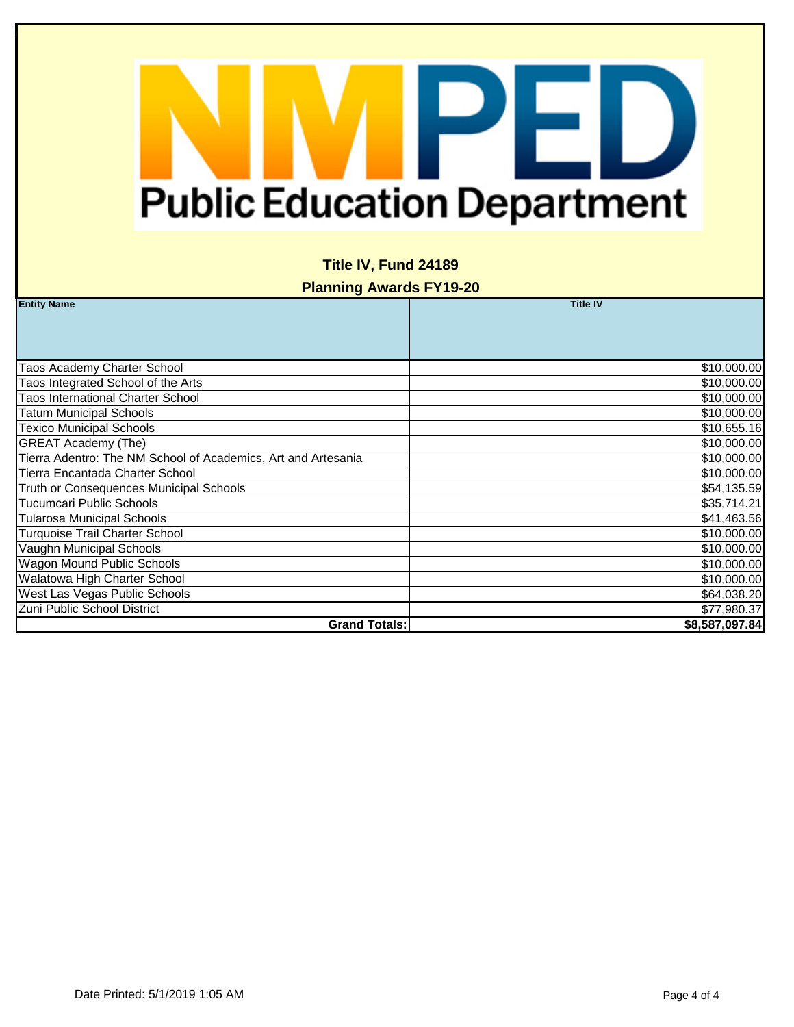# Public Education Department

## Title IV, Fund 24189

## Planning Awards FY19-20

| Entity Name | Title IV |
|---|---|
| Taos Academy Charter School | $10,000.00 |
| Taos Integrated School of the Arts | $10,000.00 |
| Taos International Charter School | $10,000.00 |
| Tatum Municipal Schools | $10,000.00 |
| Texico Municipal Schools | $10,655.16 |
| GREAT Academy (The) | $10,000.00 |
| Tierra Adentro: The NM School of Academics, Art and Artesania | $10,000.00 |
| Tierra Encantada Charter School | $10,000.00 |
| Truth or Consequences Municipal Schools | $54,135.59 |
| Tucumcari Public Schools | $35,714.21 |
| Tularosa Municipal Schools | $41,463.56 |
| Turquoise Trail Charter School | $10,000.00 |
| Vaughn Municipal Schools | $10,000.00 |
| Wagon Mound Public Schools | $10,000.00 |
| Walatowa High Charter School | $10,000.00 |
| West Las Vegas Public Schools | $64,038.20 |
| Zuni Public School District | $77,980.37 |
| **Grand Totals:** | **$8,587,097.84** |

Date Printed: 5/1/2019 1:05 AM